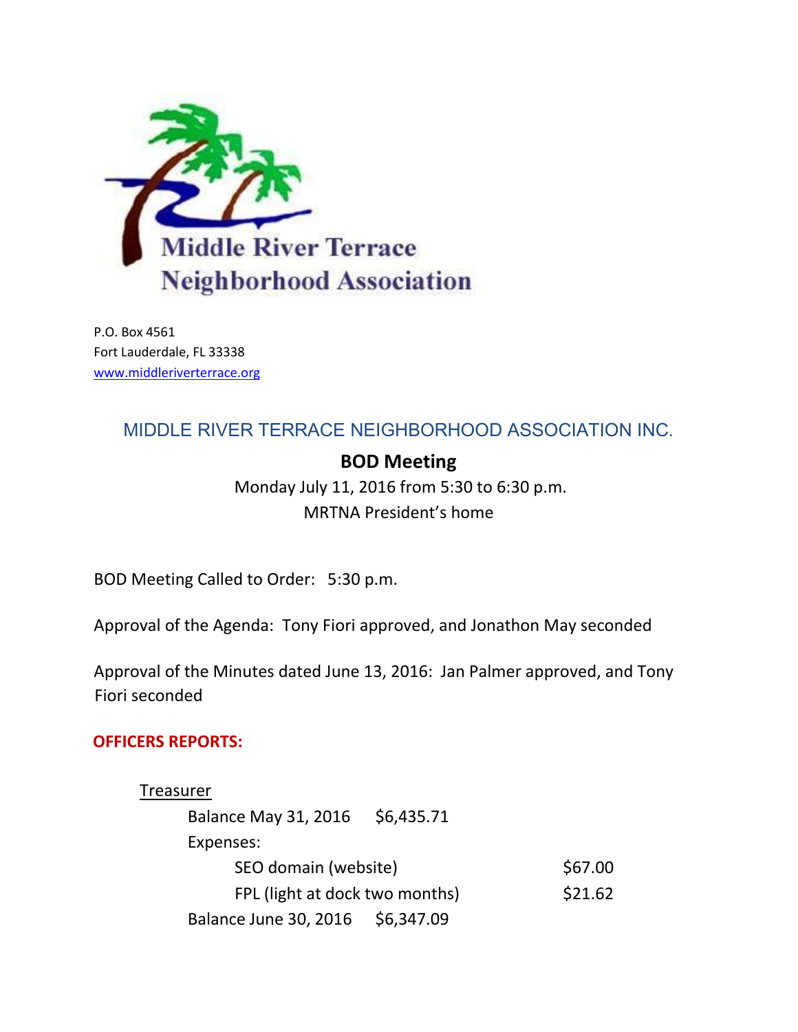Middle River Terrace
Neighborhood Association

P.O. Box 4561
Fort Lauderdale, FL 33338
www.middleriverterrace.org

## MIDDLE RIVER TERRACE NEIGHBORHOOD ASSOCIATION INC.

### BOD Meeting

Monday July 11, 2016 from 5:30 to 6:30 p.m.
MRTNA President's home

BOD Meeting Called to Order: 5:30 p.m.

Approval of the Agenda: Tony Fiori approved, and Jonathon May seconded

Approval of the Minutes dated June 13, 2016: Jan Palmer approved, and Tony Fiori seconded

**OFFICERS REPORTS:**

Treasurer

Balance May 31, 2016 $6,435.71

Expenses:

- SEO domain (website) $67.00
- FPL (light at dock two months) $21.62

Balance June 30, 2016 $6,347.09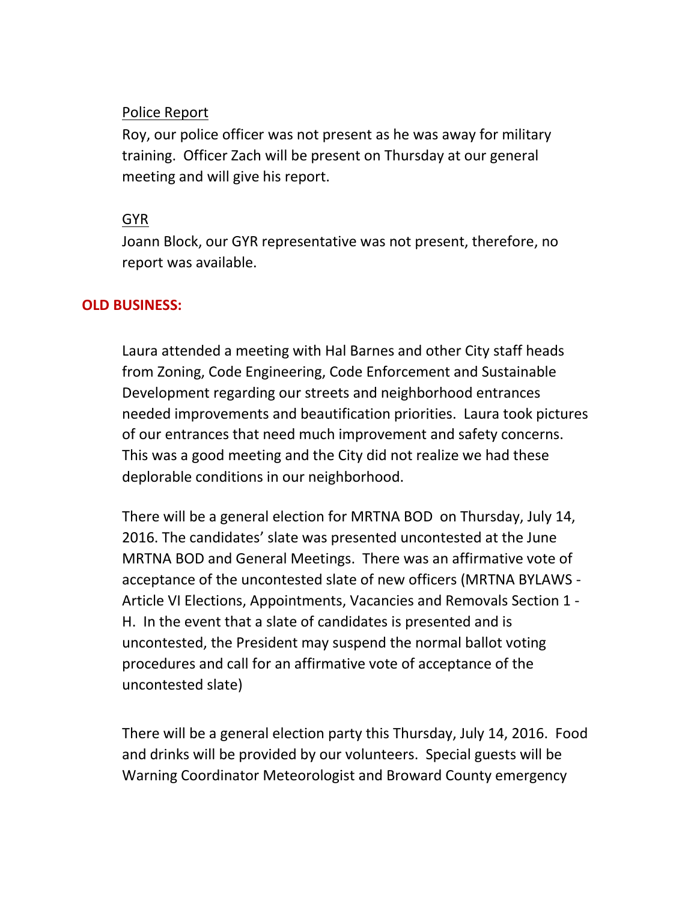<u>Police Report</u>

Roy, our police officer was not present as he was away for military training. Officer Zach will be present on Thursday at our general meeting and will give his report.

<u>GYR</u>

Joann Block, our GYR representative was not present, therefore, no report was available.

## OLD BUSINESS:

Laura attended a meeting with Hal Barnes and other City staff heads from Zoning, Code Engineering, Code Enforcement and Sustainable Development regarding our streets and neighborhood entrances needed improvements and beautification priorities. Laura took pictures of our entrances that need much improvement and safety concerns. This was a good meeting and the City did not realize we had these deplorable conditions in our neighborhood.

There will be a general election for MRTNA BOD on Thursday, July 14, 2016. The candidates' slate was presented uncontested at the June MRTNA BOD and General Meetings. There was an affirmative vote of acceptance of the uncontested slate of new officers (MRTNA BYLAWS - Article VI Elections, Appointments, Vacancies and Removals Section 1 - H. In the event that a slate of candidates is presented and is uncontested, the President may suspend the normal ballot voting procedures and call for an affirmative vote of acceptance of the uncontested slate)

There will be a general election party this Thursday, July 14, 2016. Food and drinks will be provided by our volunteers. Special guests will be Warning Coordinator Meteorologist and Broward County emergency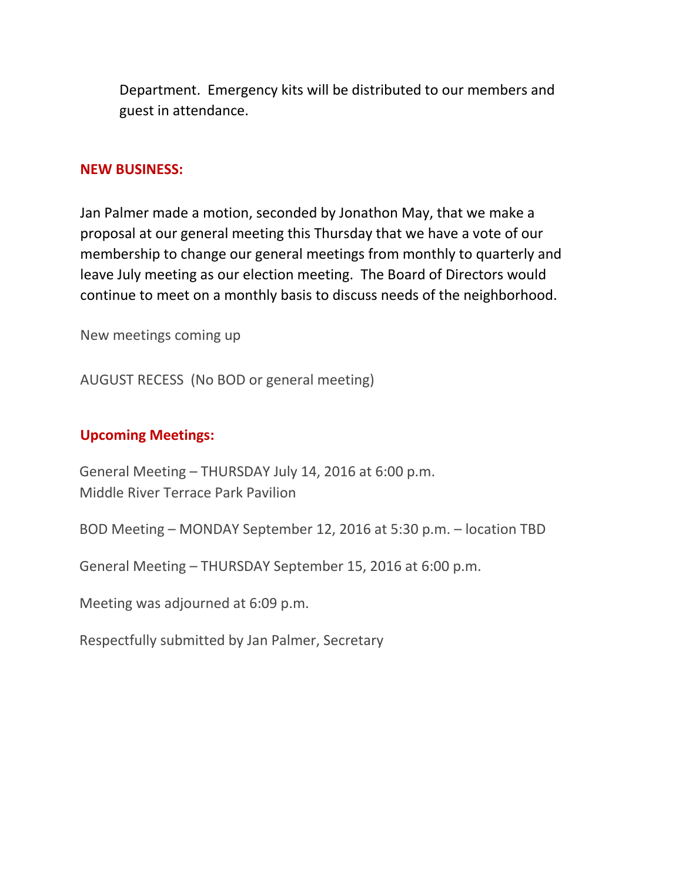Department. Emergency kits will be distributed to our members and guest in attendance.

**NEW BUSINESS:**

Jan Palmer made a motion, seconded by Jonathon May, that we make a proposal at our general meeting this Thursday that we have a vote of our membership to change our general meetings from monthly to quarterly and leave July meeting as our election meeting. The Board of Directors would continue to meet on a monthly basis to discuss needs of the neighborhood.

New meetings coming up

AUGUST RECESS (No BOD or general meeting)

**Upcoming Meetings:**

General Meeting – THURSDAY July 14, 2016 at 6:00 p.m.
Middle River Terrace Park Pavilion

BOD Meeting – MONDAY September 12, 2016 at 5:30 p.m. – location TBD

General Meeting – THURSDAY September 15, 2016 at 6:00 p.m.

Meeting was adjourned at 6:09 p.m.

Respectfully submitted by Jan Palmer, Secretary